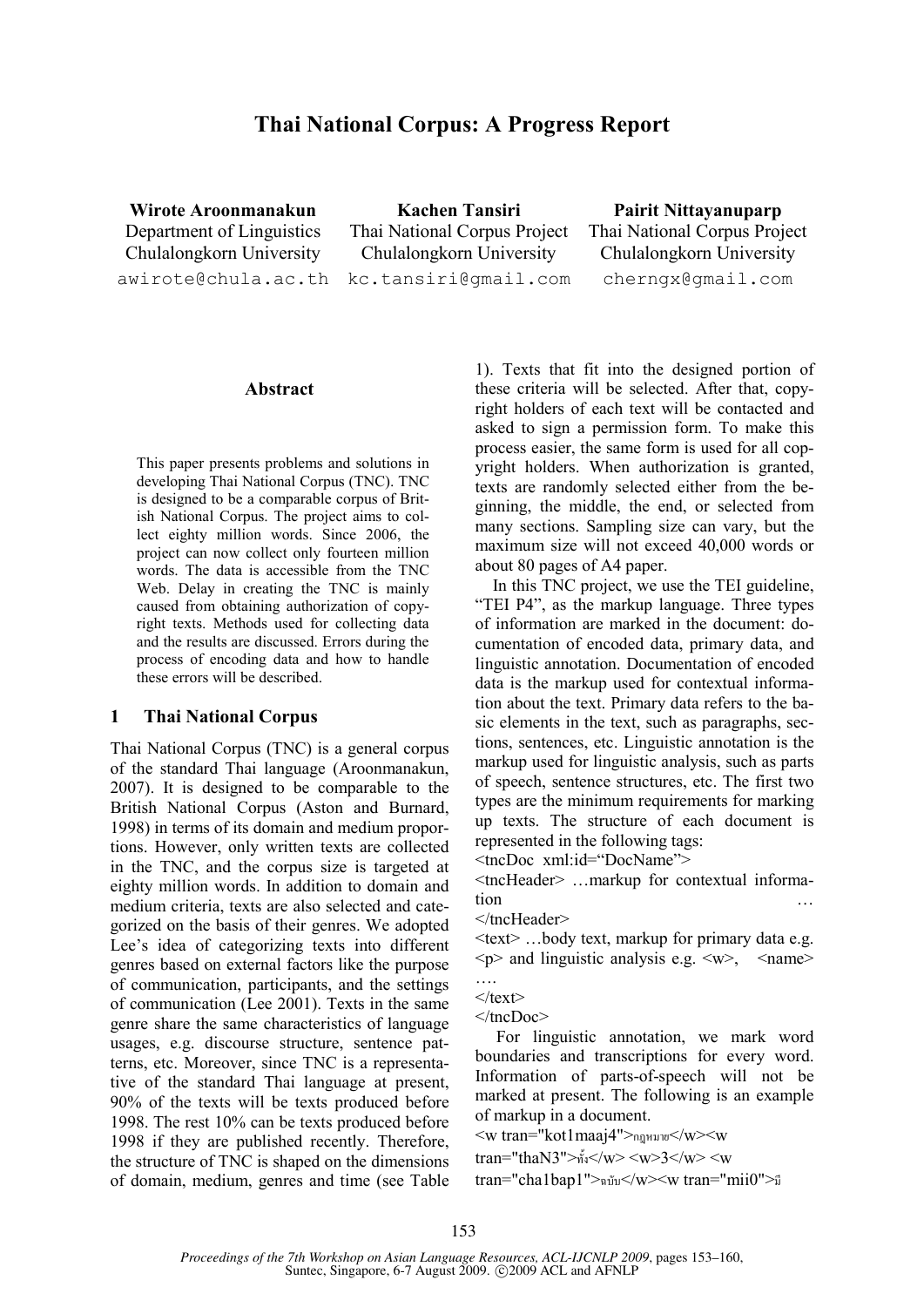# Thai National Corpus: A Progress Report

**Wirote Aroonmanakun**
Department of Linguistics
Chulalongkorn University
awirote@chula.ac.th

**Kachen Tansiri**
Thai National Corpus Project
Chulalongkorn University
kc.tansiri@gmail.com

**Pairit Nittayanuparp**
Thai National Corpus Project
Chulalongkorn University
cherngx@gmail.com

## Abstract

This paper presents problems and solutions in developing Thai National Corpus (TNC). TNC is designed to be a comparable corpus of British National Corpus. The project aims to collect eighty million words. Since 2006, the project can now collect only fourteen million words. The data is accessible from the TNC Web. Delay in creating the TNC is mainly caused from obtaining authorization of copyright texts. Methods used for collecting data and the results are discussed. Errors during the process of encoding data and how to handle these errors will be described.

## 1 Thai National Corpus

Thai National Corpus (TNC) is a general corpus of the standard Thai language (Aroonmanakun, 2007). It is designed to be comparable to the British National Corpus (Aston and Burnard, 1998) in terms of its domain and medium proportions. However, only written texts are collected in the TNC, and the corpus size is targeted at eighty million words. In addition to domain and medium criteria, texts are also selected and categorized on the basis of their genres. We adopted Lee's idea of categorizing texts into different genres based on external factors like the purpose of communication, participants, and the settings of communication (Lee 2001). Texts in the same genre share the same characteristics of language usages, e.g. discourse structure, sentence patterns, etc. Moreover, since TNC is a representative of the standard Thai language at present, 90% of the texts will be texts produced before 1998. The rest 10% can be texts produced before 1998 if they are published recently. Therefore, the structure of TNC is shaped on the dimensions of domain, medium, genres and time (see Table 1). Texts that fit into the designed portion of these criteria will be selected. After that, copyright holders of each text will be contacted and asked to sign a permission form. To make this process easier, the same form is used for all copyright holders. When authorization is granted, texts are randomly selected either from the beginning, the middle, the end, or selected from many sections. Sampling size can vary, but the maximum size will not exceed 40,000 words or about 80 pages of A4 paper.

In this TNC project, we use the TEI guideline, "TEI P4", as the markup language. Three types of information are marked in the document: documentation of encoded data, primary data, and linguistic annotation. Documentation of encoded data is the markup used for contextual information about the text. Primary data refers to the basic elements in the text, such as paragraphs, sections, sentences, etc. Linguistic annotation is the markup used for linguistic analysis, such as parts of speech, sentence structures, etc. The first two types are the minimum requirements for marking up texts. The structure of each document is represented in the following tags:

```
<tncDoc xml:id="DocName">
<tncHeader> …markup for contextual information …
</tncHeader>
<text> …body text, markup for primary data e.g. <p> and linguistic analysis e.g. <w>, <name> ….
</text>
</tncDoc>
```

For linguistic annotation, we mark word boundaries and transcriptions for every word. Information of parts-of-speech will not be marked at present. The following is an example of markup in a document.

```
<w tran="kot1maaj4">กฎหมาย</w><w tran="thaN3">ทั้ง</w> <w>3</w> <w tran="cha1bap1">ฉบับ</w><w tran="mii0">มี
```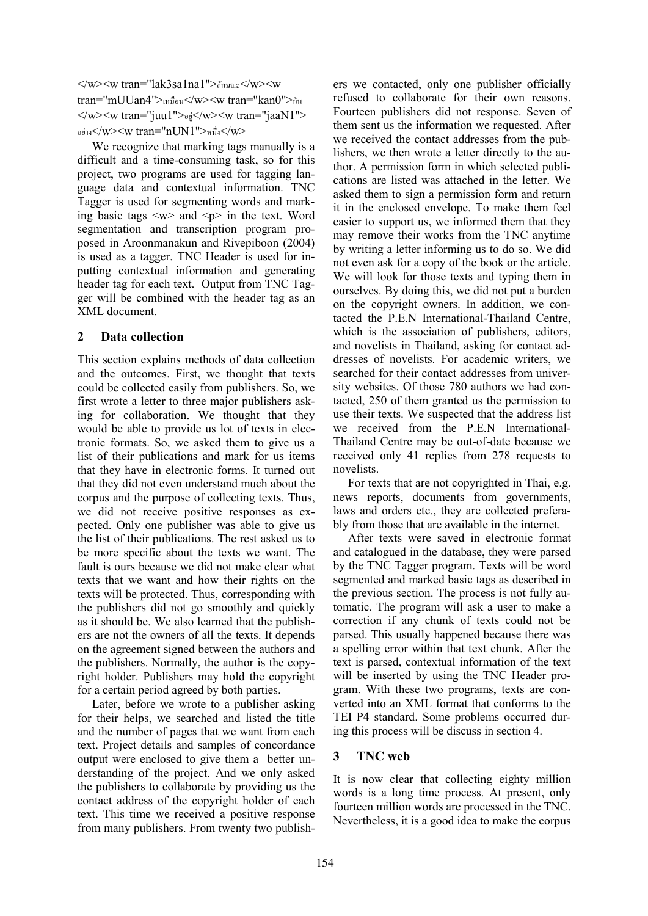</w><w tran="lak3sa1na1">ลักษณะ</w><w tran="mUUan4">เหมือน</w><w tran="kan0">กัน</w><w tran="juu1">อยู่</w><w tran="jaaN1">อย่าง</w><w tran="nUN1">หนึ่ง</w>

We recognize that marking tags manually is a difficult and a time-consuming task, so for this project, two programs are used for tagging language data and contextual information. TNC Tagger is used for segmenting words and marking basic tags <w> and <p> in the text. Word segmentation and transcription program proposed in Aroonmanakun and Rivepiboon (2004) is used as a tagger. TNC Header is used for inputting contextual information and generating header tag for each text. Output from TNC Tagger will be combined with the header tag as an XML document.

## 2 Data collection

This section explains methods of data collection and the outcomes. First, we thought that texts could be collected easily from publishers. So, we first wrote a letter to three major publishers asking for collaboration. We thought that they would be able to provide us lot of texts in electronic formats. So, we asked them to give us a list of their publications and mark for us items that they have in electronic forms. It turned out that they did not even understand much about the corpus and the purpose of collecting texts. Thus, we did not receive positive responses as expected. Only one publisher was able to give us the list of their publications. The rest asked us to be more specific about the texts we want. The fault is ours because we did not make clear what texts that we want and how their rights on the texts will be protected. Thus, corresponding with the publishers did not go smoothly and quickly as it should be. We also learned that the publishers are not the owners of all the texts. It depends on the agreement signed between the authors and the publishers. Normally, the author is the copyright holder. Publishers may hold the copyright for a certain period agreed by both parties.

Later, before we wrote to a publisher asking for their helps, we searched and listed the title and the number of pages that we want from each text. Project details and samples of concordance output were enclosed to give them a better understanding of the project. And we only asked the publishers to collaborate by providing us the contact address of the copyright holder of each text. This time we received a positive response from many publishers. From twenty two publishers we contacted, only one publisher officially refused to collaborate for their own reasons. Fourteen publishers did not response. Seven of them sent us the information we requested. After we received the contact addresses from the publishers, we then wrote a letter directly to the author. A permission form in which selected publications are listed was attached in the letter. We asked them to sign a permission form and return it in the enclosed envelope. To make them feel easier to support us, we informed them that they may remove their works from the TNC anytime by writing a letter informing us to do so. We did not even ask for a copy of the book or the article. We will look for those texts and typing them in ourselves. By doing this, we did not put a burden on the copyright owners. In addition, we contacted the P.E.N International-Thailand Centre, which is the association of publishers, editors, and novelists in Thailand, asking for contact addresses of novelists. For academic writers, we searched for their contact addresses from university websites. Of those 780 authors we had contacted, 250 of them granted us the permission to use their texts. We suspected that the address list we received from the P.E.N International-Thailand Centre may be out-of-date because we received only 41 replies from 278 requests to novelists.

For texts that are not copyrighted in Thai, e.g. news reports, documents from governments, laws and orders etc., they are collected preferably from those that are available in the internet.

After texts were saved in electronic format and catalogued in the database, they were parsed by the TNC Tagger program. Texts will be word segmented and marked basic tags as described in the previous section. The process is not fully automatic. The program will ask a user to make a correction if any chunk of texts could not be parsed. This usually happened because there was a spelling error within that text chunk. After the text is parsed, contextual information of the text will be inserted by using the TNC Header program. With these two programs, texts are converted into an XML format that conforms to the TEI P4 standard. Some problems occurred during this process will be discuss in section 4.

## 3 TNC web

It is now clear that collecting eighty million words is a long time process. At present, only fourteen million words are processed in the TNC. Nevertheless, it is a good idea to make the corpus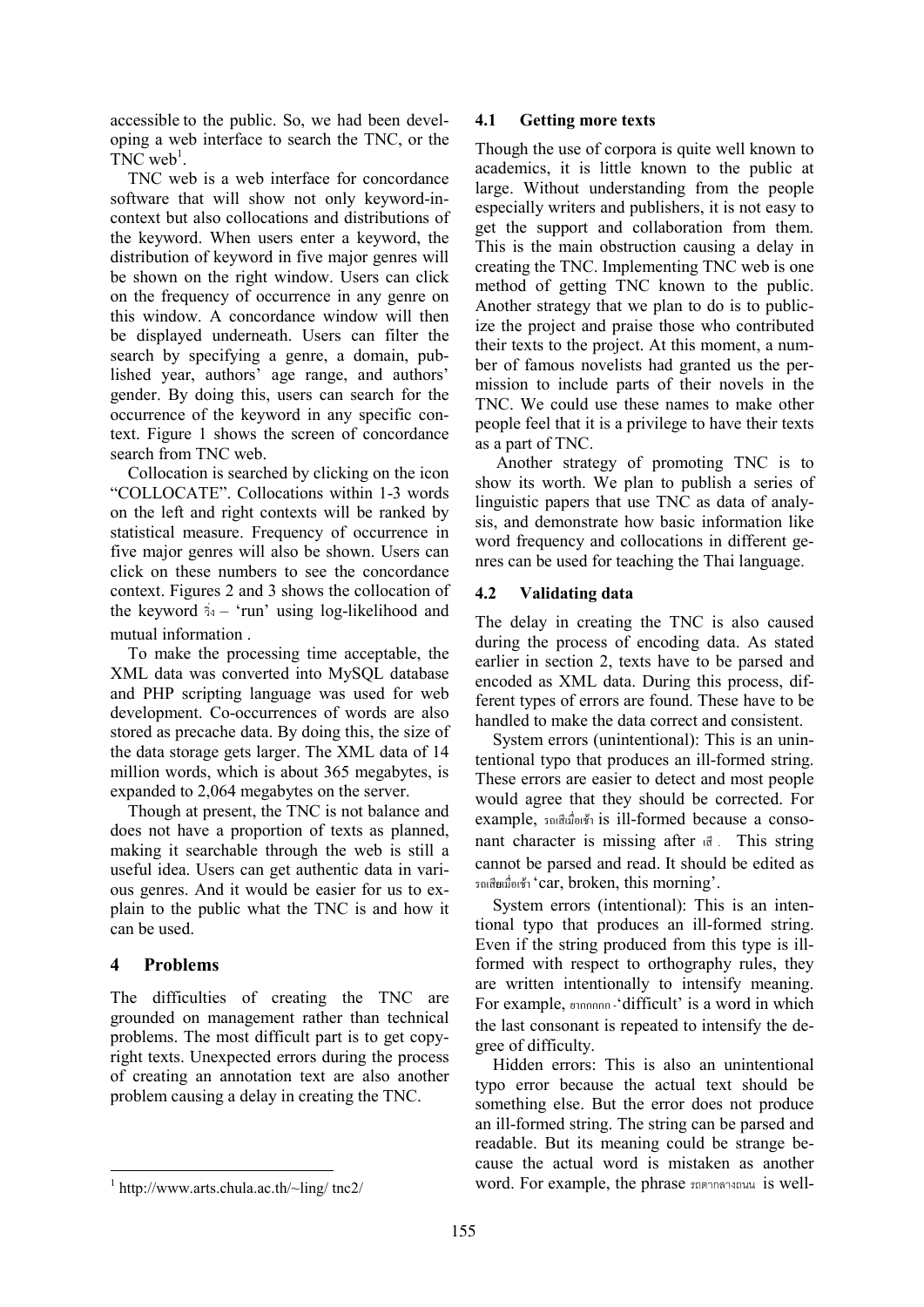accessible to the public. So, we had been developing a web interface to search the TNC, or the TNC web[1].

TNC web is a web interface for concordance software that will show not only keyword-in-context but also collocations and distributions of the keyword. When users enter a keyword, the distribution of keyword in five major genres will be shown on the right window. Users can click on the frequency of occurrence in any genre on this window. A concordance window will then be displayed underneath. Users can filter the search by specifying a genre, a domain, published year, authors' age range, and authors' gender. By doing this, users can search for the occurrence of the keyword in any specific context. Figure 1 shows the screen of concordance search from TNC web.

Collocation is searched by clicking on the icon "COLLOCATE". Collocations within 1-3 words on the left and right contexts will be ranked by statistical measure. Frequency of occurrence in five major genres will also be shown. Users can click on these numbers to see the concordance context. Figures 2 and 3 shows the collocation of the keyword วิ่ง – 'run' using log-likelihood and mutual information .

To make the processing time acceptable, the XML data was converted into MySQL database and PHP scripting language was used for web development. Co-occurrences of words are also stored as precache data. By doing this, the size of the data storage gets larger. The XML data of 14 million words, which is about 365 megabytes, is expanded to 2,064 megabytes on the server.

Though at present, the TNC is not balance and does not have a proportion of texts as planned, making it searchable through the web is still a useful idea. Users can get authentic data in various genres. And it would be easier for us to explain to the public what the TNC is and how it can be used.

## 4 Problems

The difficulties of creating the TNC are grounded on management rather than technical problems. The most difficult part is to get copyright texts. Unexpected errors during the process of creating an annotation text are also another problem causing a delay in creating the TNC.

### 4.1 Getting more texts

Though the use of corpora is quite well known to academics, it is little known to the public at large. Without understanding from the people especially writers and publishers, it is not easy to get the support and collaboration from them. This is the main obstruction causing a delay in creating the TNC. Implementing TNC web is one method of getting TNC known to the public. Another strategy that we plan to do is to publicize the project and praise those who contributed their texts to the project. At this moment, a number of famous novelists had granted us the permission to include parts of their novels in the TNC. We could use these names to make other people feel that it is a privilege to have their texts as a part of TNC.

Another strategy of promoting TNC is to show its worth. We plan to publish a series of linguistic papers that use TNC as data of analysis, and demonstrate how basic information like word frequency and collocations in different genres can be used for teaching the Thai language.

### 4.2 Validating data

The delay in creating the TNC is also caused during the process of encoding data. As stated earlier in section 2, texts have to be parsed and encoded as XML data. During this process, different types of errors are found. These have to be handled to make the data correct and consistent.

System errors (unintentional): This is an unintentional typo that produces an ill-formed string. These errors are easier to detect and most people would agree that they should be corrected. For example, รถเสีเมื่อเช้า is ill-formed because a consonant character is missing after เสี . This string cannot be parsed and read. It should be edited as รถเสียเมื่อเช้า 'car, broken, this morning'.

System errors (intentional): This is an intentional typo that produces an ill-formed string. Even if the string produced from this type is ill-formed with respect to orthography rules, they are written intentionally to intensify meaning. For example, ยากกกกก -'difficult' is a word in which the last consonant is repeated to intensify the degree of difficulty.

Hidden errors: This is also an unintentional typo error because the actual text should be something else. But the error does not produce an ill-formed string. The string can be parsed and readable. But its meaning could be strange because the actual word is mistaken as another word. For example, the phrase รถตากลางถนน is well-

[1] http://www.arts.chula.ac.th/~ling/ tnc2/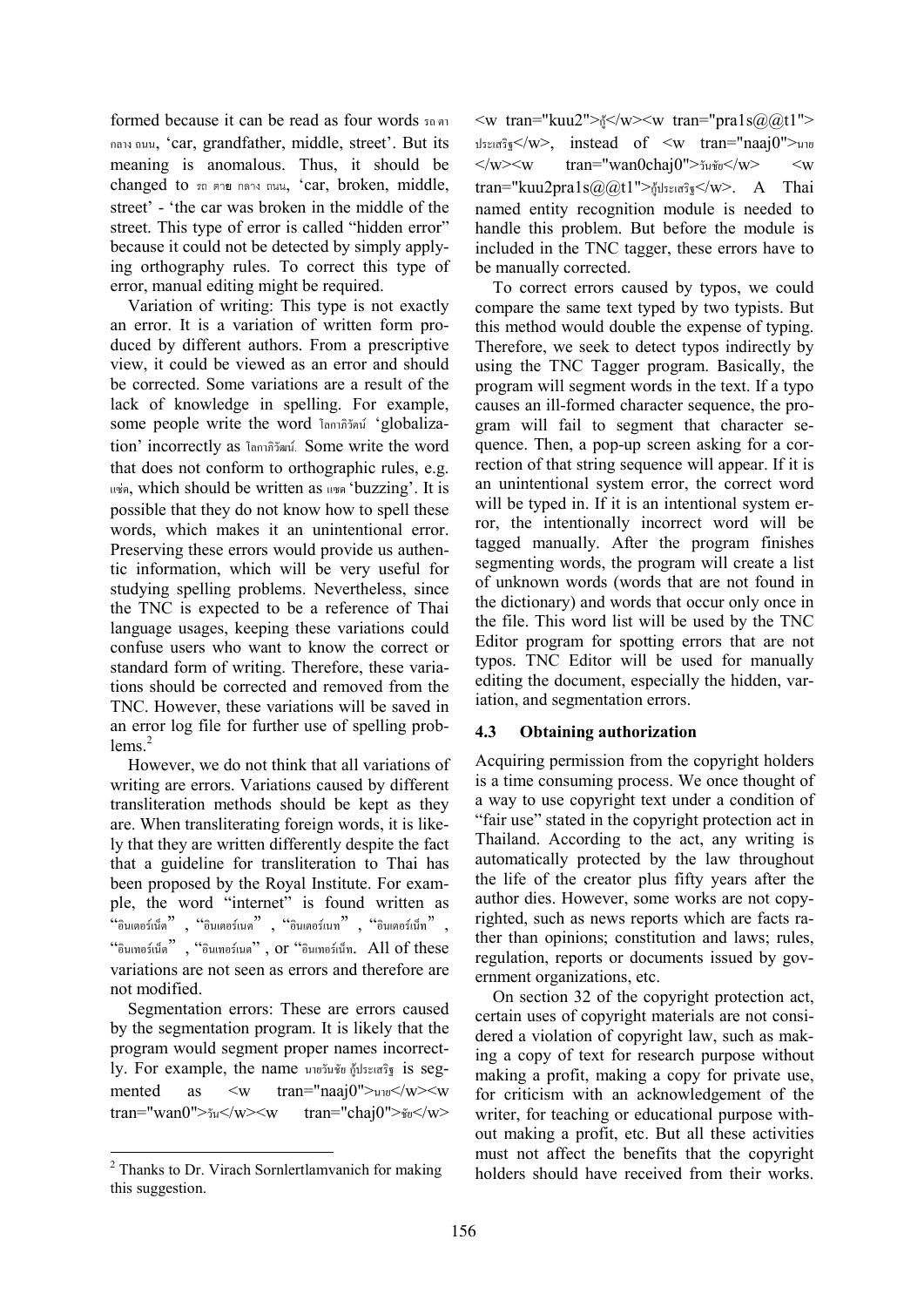formed because it can be read as four words รถ ตา กลาง ถนน, 'car, grandfather, middle, street'. But its meaning is anomalous. Thus, it should be changed to รถ ตาย กลาง ถนน, 'car, broken, middle, street' - 'the car was broken in the middle of the street. This type of error is called "hidden error" because it could not be detected by simply applying orthography rules. To correct this type of error, manual editing might be required.

Variation of writing: This type is not exactly an error. It is a variation of written form produced by different authors. From a prescriptive view, it could be viewed as an error and should be corrected. Some variations are a result of the lack of knowledge in spelling. For example, some people write the word โลกาภิวัตน์ 'globalization' incorrectly as โลกาภิวัฒน์. Some write the word that does not conform to orthographic rules, e.g. แซ่ด, which should be written as แซด 'buzzing'. It is possible that they do not know how to spell these words, which makes it an unintentional error. Preserving these errors would provide us authentic information, which will be very useful for studying spelling problems. Nevertheless, since the TNC is expected to be a reference of Thai language usages, keeping these variations could confuse users who want to know the correct or standard form of writing. Therefore, these variations should be corrected and removed from the TNC. However, these variations will be saved in an error log file for further use of spelling problems.[2]

However, we do not think that all variations of writing are errors. Variations caused by different transliteration methods should be kept as they are. When transliterating foreign words, it is likely that they are written differently despite the fact that a guideline for transliteration to Thai has been proposed by the Royal Institute. For example, the word "internet" is found written as "อินเตอร์เน็ต", "อินเตอร์เนต", "อินเตอร์เนท", "อินเตอร์เน็ท", "อินเทอร์เน็ต", "อินเทอร์เนต", or "อินเทอร์เน็ท. All of these variations are not seen as errors and therefore are not modified.

Segmentation errors: These are errors caused by the segmentation program. It is likely that the program would segment proper names incorrectly. For example, the name นายวันชัย กู้ประเสริฐ is segmented as <w tran="naaj0">นาย</w><w tran="wan0">วัน</w><w tran="chaj0">ชัย</w> <w tran="kuu2">กู้</w><w tran="pra1s@@t1"> ประเสริฐ</w>, instead of <w tran="naaj0">นาย </w><w tran="wan0chaj0">วันชัย</w> <w tran="kuu2pra1s@@t1">กู้ประเสริฐ</w>. A Thai named entity recognition module is needed to handle this problem. But before the module is included in the TNC tagger, these errors have to be manually corrected.

To correct errors caused by typos, we could compare the same text typed by two typists. But this method would double the expense of typing. Therefore, we seek to detect typos indirectly by using the TNC Tagger program. Basically, the program will segment words in the text. If a typo causes an ill-formed character sequence, the program will fail to segment that character sequence. Then, a pop-up screen asking for a correction of that string sequence will appear. If it is an unintentional system error, the correct word will be typed in. If it is an intentional system error, the intentionally incorrect word will be tagged manually. After the program finishes segmenting words, the program will create a list of unknown words (words that are not found in the dictionary) and words that occur only once in the file. This word list will be used by the TNC Editor program for spotting errors that are not typos. TNC Editor will be used for manually editing the document, especially the hidden, variation, and segmentation errors.

### 4.3 Obtaining authorization

Acquiring permission from the copyright holders is a time consuming process. We once thought of a way to use copyright text under a condition of "fair use" stated in the copyright protection act in Thailand. According to the act, any writing is automatically protected by the law throughout the life of the creator plus fifty years after the author dies. However, some works are not copyrighted, such as news reports which are facts rather than opinions; constitution and laws; rules, regulation, reports or documents issued by government organizations, etc.

On section 32 of the copyright protection act, certain uses of copyright materials are not considered a violation of copyright law, such as making a copy of text for research purpose without making a profit, making a copy for private use, for criticism with an acknowledgement of the writer, for teaching or educational purpose without making a profit, etc. But all these activities must not affect the benefits that the copyright holders should have received from their works.

[2] Thanks to Dr. Virach Sornlertlamvanich for making this suggestion.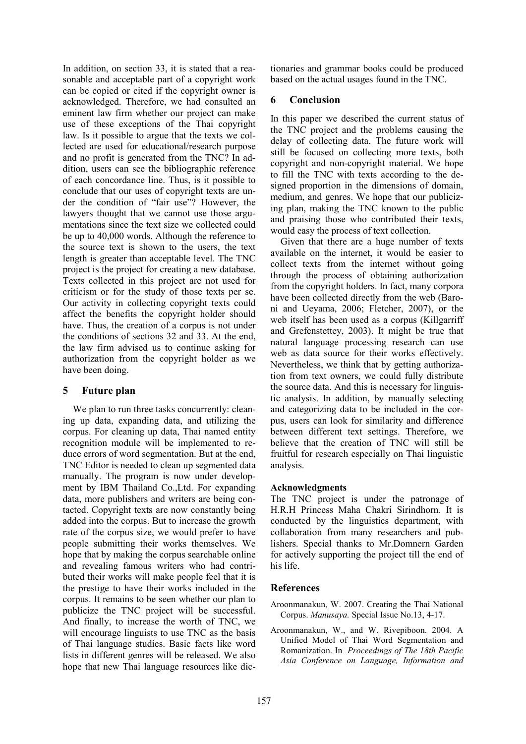In addition, on section 33, it is stated that a reasonable and acceptable part of a copyright work can be copied or cited if the copyright owner is acknowledged. Therefore, we had consulted an eminent law firm whether our project can make use of these exceptions of the Thai copyright law. Is it possible to argue that the texts we collected are used for educational/research purpose and no profit is generated from the TNC? In addition, users can see the bibliographic reference of each concordance line. Thus, is it possible to conclude that our uses of copyright texts are under the condition of "fair use"? However, the lawyers thought that we cannot use those argumentations since the text size we collected could be up to 40,000 words. Although the reference to the source text is shown to the users, the text length is greater than acceptable level. The TNC project is the project for creating a new database. Texts collected in this project are not used for criticism or for the study of those texts per se. Our activity in collecting copyright texts could affect the benefits the copyright holder should have. Thus, the creation of a corpus is not under the conditions of sections 32 and 33. At the end, the law firm advised us to continue asking for authorization from the copyright holder as we have been doing.

## 5 Future plan

We plan to run three tasks concurrently: cleaning up data, expanding data, and utilizing the corpus. For cleaning up data, Thai named entity recognition module will be implemented to reduce errors of word segmentation. But at the end, TNC Editor is needed to clean up segmented data manually. The program is now under development by IBM Thailand Co.,Ltd. For expanding data, more publishers and writers are being contacted. Copyright texts are now constantly being added into the corpus. But to increase the growth rate of the corpus size, we would prefer to have people submitting their works themselves. We hope that by making the corpus searchable online and revealing famous writers who had contributed their works will make people feel that it is the prestige to have their works included in the corpus. It remains to be seen whether our plan to publicize the TNC project will be successful. And finally, to increase the worth of TNC, we will encourage linguists to use TNC as the basis of Thai language studies. Basic facts like word lists in different genres will be released. We also hope that new Thai language resources like dictionaries and grammar books could be produced based on the actual usages found in the TNC.

## 6 Conclusion

In this paper we described the current status of the TNC project and the problems causing the delay of collecting data. The future work will still be focused on collecting more texts, both copyright and non-copyright material. We hope to fill the TNC with texts according to the designed proportion in the dimensions of domain, medium, and genres. We hope that our publicizing plan, making the TNC known to the public and praising those who contributed their texts, would easy the process of text collection.

Given that there are a huge number of texts available on the internet, it would be easier to collect texts from the internet without going through the process of obtaining authorization from the copyright holders. In fact, many corpora have been collected directly from the web (Baroni and Ueyama, 2006; Fletcher, 2007), or the web itself has been used as a corpus (Killgarriff and Grefenstettey, 2003). It might be true that natural language processing research can use web as data source for their works effectively. Nevertheless, we think that by getting authorization from text owners, we could fully distribute the source data. And this is necessary for linguistic analysis. In addition, by manually selecting and categorizing data to be included in the corpus, users can look for similarity and difference between different text settings. Therefore, we believe that the creation of TNC will still be fruitful for research especially on Thai linguistic analysis.

### Acknowledgments

The TNC project is under the patronage of H.R.H Princess Maha Chakri Sirindhorn. It is conducted by the linguistics department, with collaboration from many researchers and publishers. Special thanks to Mr.Domnern Garden for actively supporting the project till the end of his life.

## References

Aroonmanakun, W. 2007. Creating the Thai National Corpus. *Manusaya.* Special Issue No.13, 4-17.

Aroonmanakun, W., and W. Rivepiboon. 2004. A Unified Model of Thai Word Segmentation and Romanization. In *Proceedings of The 18th Pacific Asia Conference on Language, Information and*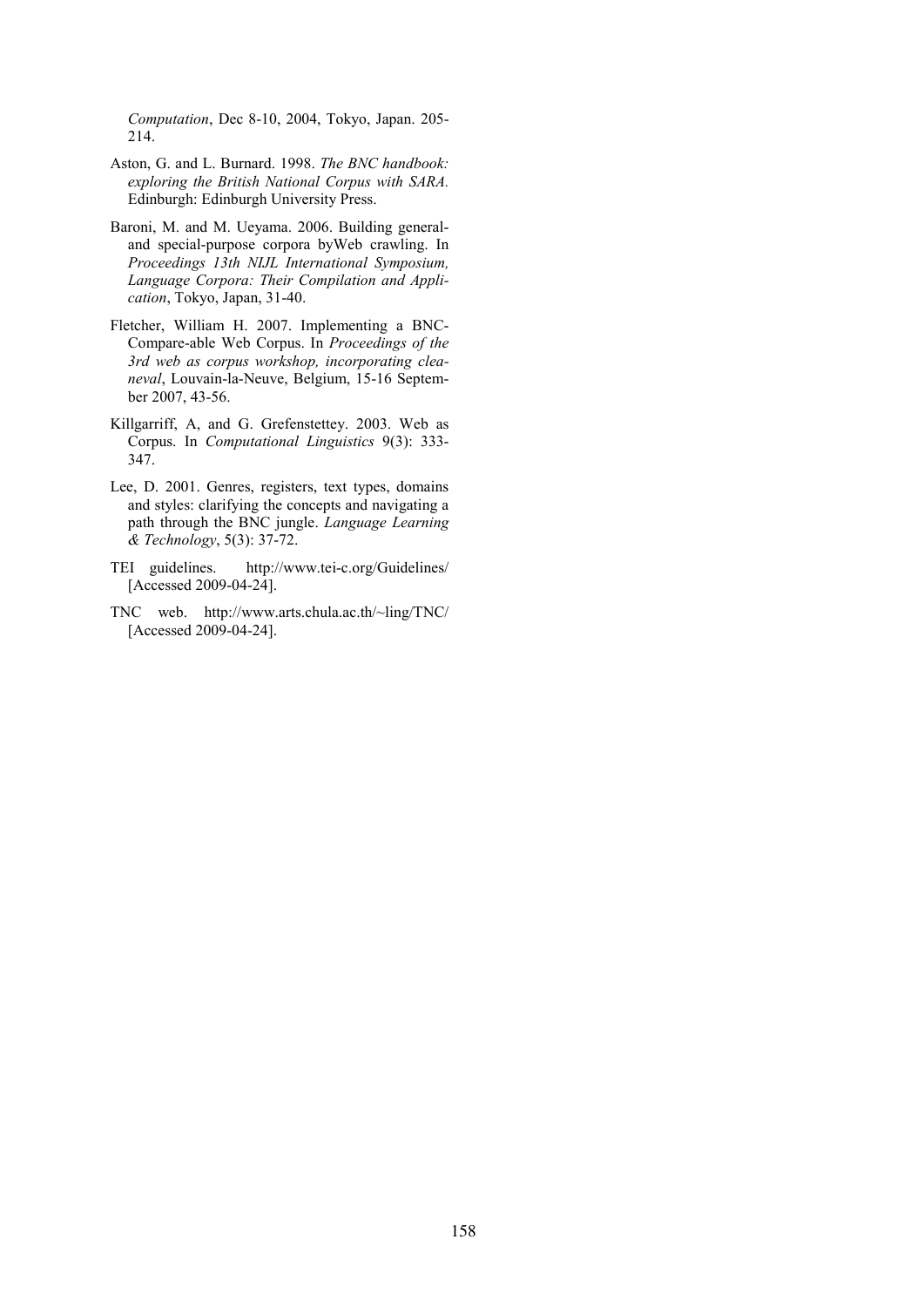*Computation*, Dec 8-10, 2004, Tokyo, Japan. 205-214.

Aston, G. and L. Burnard. 1998. *The BNC handbook: exploring the British National Corpus with SARA.* Edinburgh: Edinburgh University Press.

Baroni, M. and M. Ueyama. 2006. Building general- and special-purpose corpora byWeb crawling. In *Proceedings 13th NIJL International Symposium, Language Corpora: Their Compilation and Application*, Tokyo, Japan, 31-40.

Fletcher, William H. 2007. Implementing a BNC-Compare-able Web Corpus. In *Proceedings of the 3rd web as corpus workshop, incorporating cleaneval*, Louvain-la-Neuve, Belgium, 15-16 September 2007, 43-56.

Killgarriff, A, and G. Grefenstettey. 2003. Web as Corpus. In *Computational Linguistics* 9(3): 333-347.

Lee, D. 2001. Genres, registers, text types, domains and styles: clarifying the concepts and navigating a path through the BNC jungle. *Language Learning & Technology*, 5(3): 37-72.

TEI guidelines. http://www.tei-c.org/Guidelines/ [Accessed 2009-04-24].

TNC web. http://www.arts.chula.ac.th/~ling/TNC/ [Accessed 2009-04-24].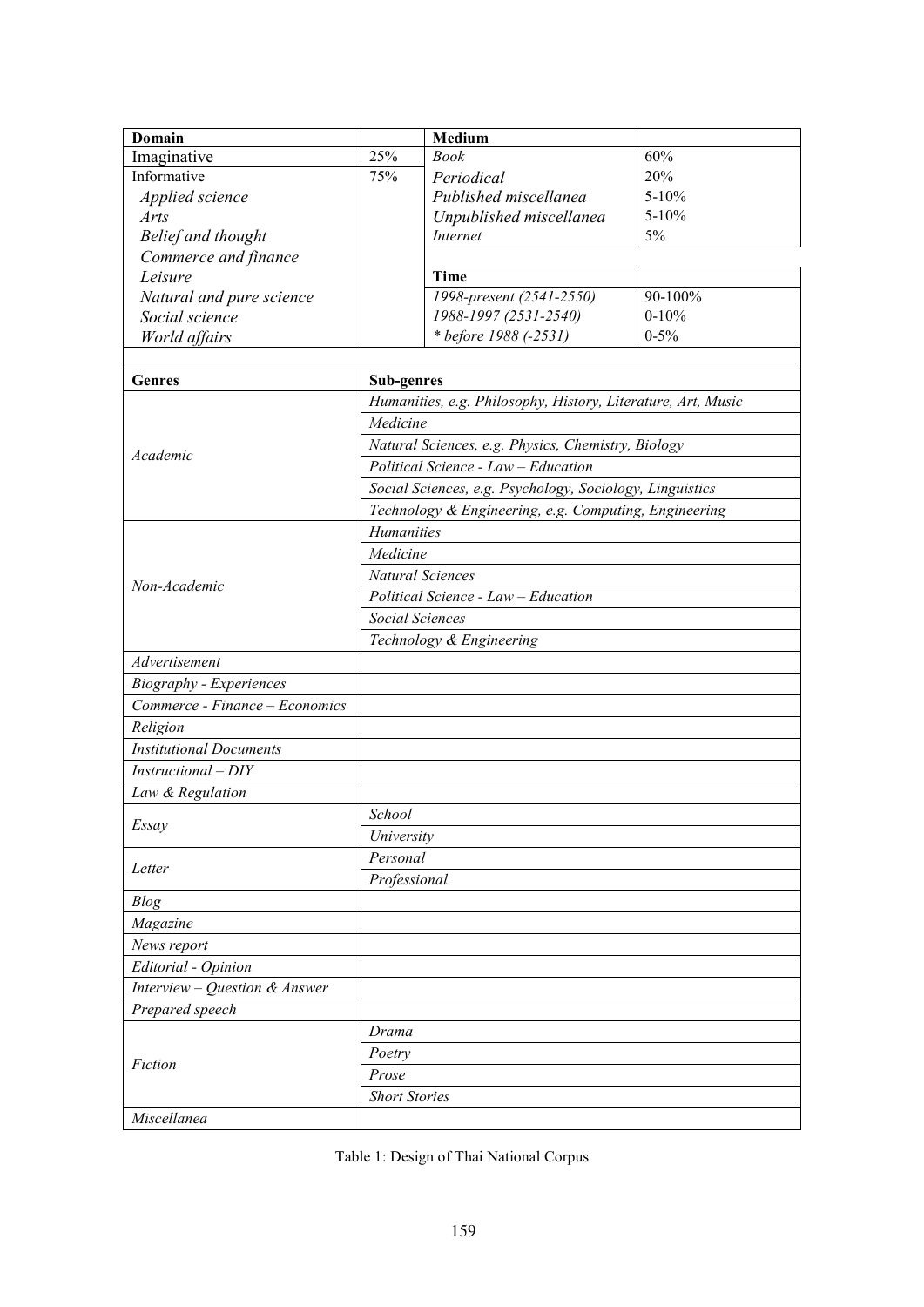| Domain | | Medium | |
|---|---|---|---|
| Imaginative | 25% | *Book* | 60% |
| Informative | 75% | *Periodical* | 20% |
| *Applied science* | | *Published miscellanea* | 5-10% |
| *Arts* | | *Unpublished miscellanea* | 5-10% |
| *Belief and thought* | | *Internet* | 5% |
| *Commerce and finance* | | | |
| *Leisure* | | **Time** | |
| *Natural and pure science* | | *1998-present (2541-2550)* | 90-100% |
| *Social science* | | *1988-1997 (2531-2540)* | 0-10% |
| *World affairs* | | *\* before 1988 (-2531)* | 0-5% |

| Genres | Sub-genres |
|---|---|
| *Academic* | *Humanities, e.g. Philosophy, History, Literature, Art, Music* |
| | *Medicine* |
| | *Natural Sciences, e.g. Physics, Chemistry, Biology* |
| | *Political Science - Law – Education* |
| | *Social Sciences, e.g. Psychology, Sociology, Linguistics* |
| | *Technology & Engineering, e.g. Computing, Engineering* |
| *Non-Academic* | *Humanities* |
| | *Medicine* |
| | *Natural Sciences* |
| | *Political Science - Law – Education* |
| | *Social Sciences* |
| | *Technology & Engineering* |
| *Advertisement* | |
| *Biography - Experiences* | |
| *Commerce - Finance – Economics* | |
| *Religion* | |
| *Institutional Documents* | |
| *Instructional – DIY* | |
| *Law & Regulation* | |
| *Essay* | *School* |
| | *University* |
| *Letter* | *Personal* |
| | *Professional* |
| *Blog* | |
| *Magazine* | |
| *News report* | |
| *Editorial - Opinion* | |
| *Interview – Question & Answer* | |
| *Prepared speech* | |
| *Fiction* | *Drama* |
| | *Poetry* |
| | *Prose* |
| | *Short Stories* |
| *Miscellanea* | |

Table 1: Design of Thai National Corpus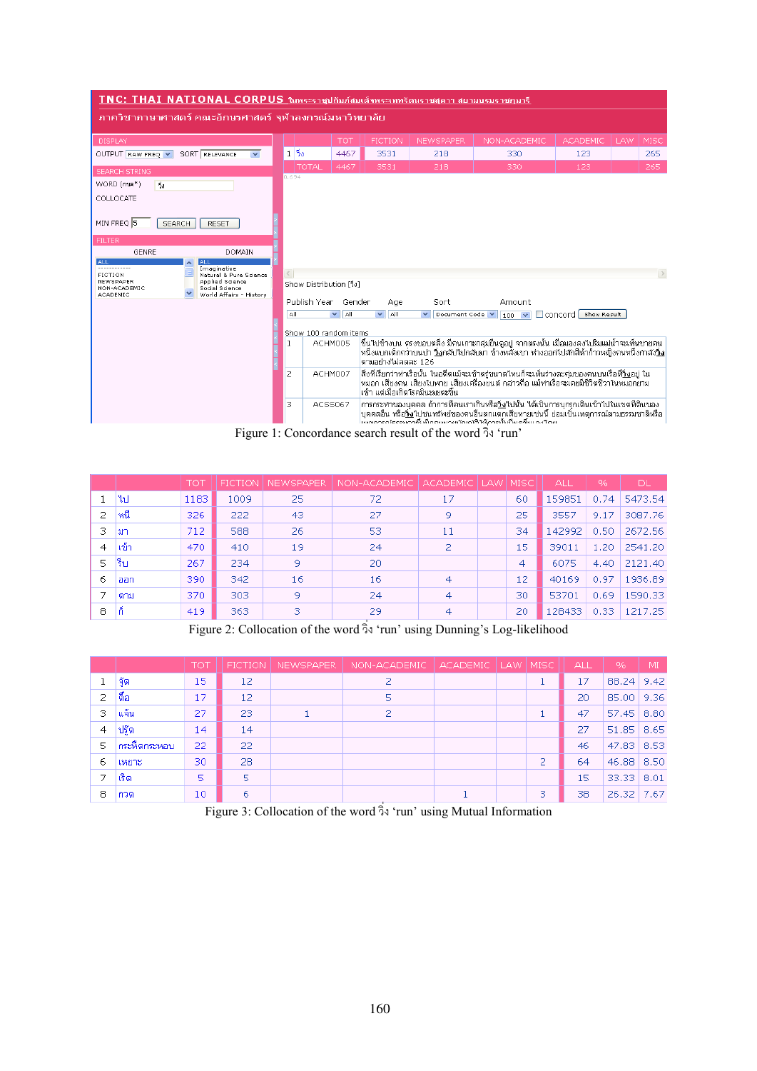Figure 1: Concordance search result of the word วิ่ง 'run'

| | | TOT | FICTION | NEWSPAPER | NON-ACADEMIC | ACADEMIC | LAW | MISC | ALL | % | DL |
|---|---|---|---|---|---|---|---|---|---|---|---|
| 1 | ไป | 1183 | 1009 | 25 | 72 | 17 | | 60 | 159851 | 0.74 | 5473.54 |
| 2 | หนี | 326 | 222 | 43 | 27 | 9 | | 25 | 3557 | 9.17 | 3087.76 |
| 3 | มา | 712 | 588 | 26 | 53 | 11 | | 34 | 142992 | 0.50 | 2672.56 |
| 4 | เข้า | 470 | 410 | 19 | 24 | 2 | | 15 | 39011 | 1.20 | 2541.20 |
| 5 | รีบ | 267 | 234 | 9 | 20 | | | 4 | 6075 | 4.40 | 2121.40 |
| 6 | ออก | 390 | 342 | 16 | 16 | 4 | | 12 | 40169 | 0.97 | 1936.89 |
| 7 | ตาม | 370 | 303 | 9 | 24 | 4 | | 30 | 53701 | 0.69 | 1590.33 |
| 8 | ก็ | 419 | 363 | 3 | 29 | 4 | | 20 | 128433 | 0.33 | 1217.25 |

Figure 2: Collocation of the word วิ่ง 'run' using Dunning's Log-likelihood

| | | TOT | FICTION | NEWSPAPER | NON-ACADEMIC | ACADEMIC | LAW | MISC | ALL | % | MI |
|---|---|---|---|---|---|---|---|---|---|---|---|
| 1 | รุด | 15 | 12 | | 2 | | | 1 | 17 | 88.24 | 9.42 |
| 2 | ตื๋อ | 17 | 12 | | 5 | | | | 20 | 85.00 | 9.36 |
| 3 | แจ้น | 27 | 23 | 1 | 2 | | | 1 | 47 | 57.45 | 8.80 |
| 4 | ปรู๊ด | 14 | 14 | | | | | | 27 | 51.85 | 8.65 |
| 5 | กระหืดกระหอบ | 22 | 22 | | | | | | 46 | 47.83 | 8.53 |
| 6 | เหยาะ | 30 | 28 | | | | | 2 | 64 | 46.88 | 8.50 |
| 7 | ปรื๋อ | 5 | 5 | | | | | | 15 | 33.33 | 8.01 |
| 8 | กวด | 10 | 6 | | | 1 | | 3 | 38 | 26.32 | 7.67 |

Figure 3: Collocation of the word วิ่ง 'run' using Mutual Information